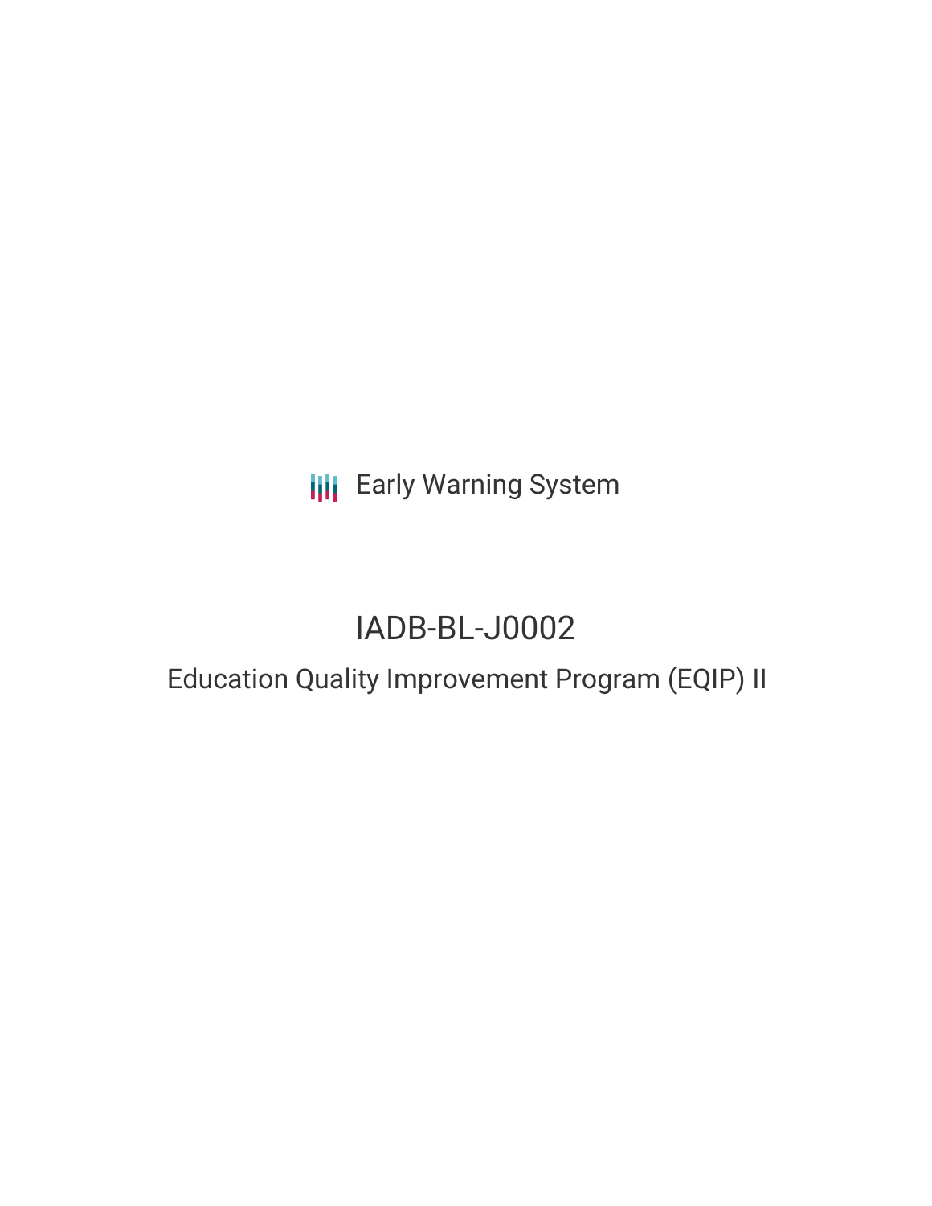Early Warning System

# IADB-BL-J0002

## Education Quality Improvement Program (EQIP) II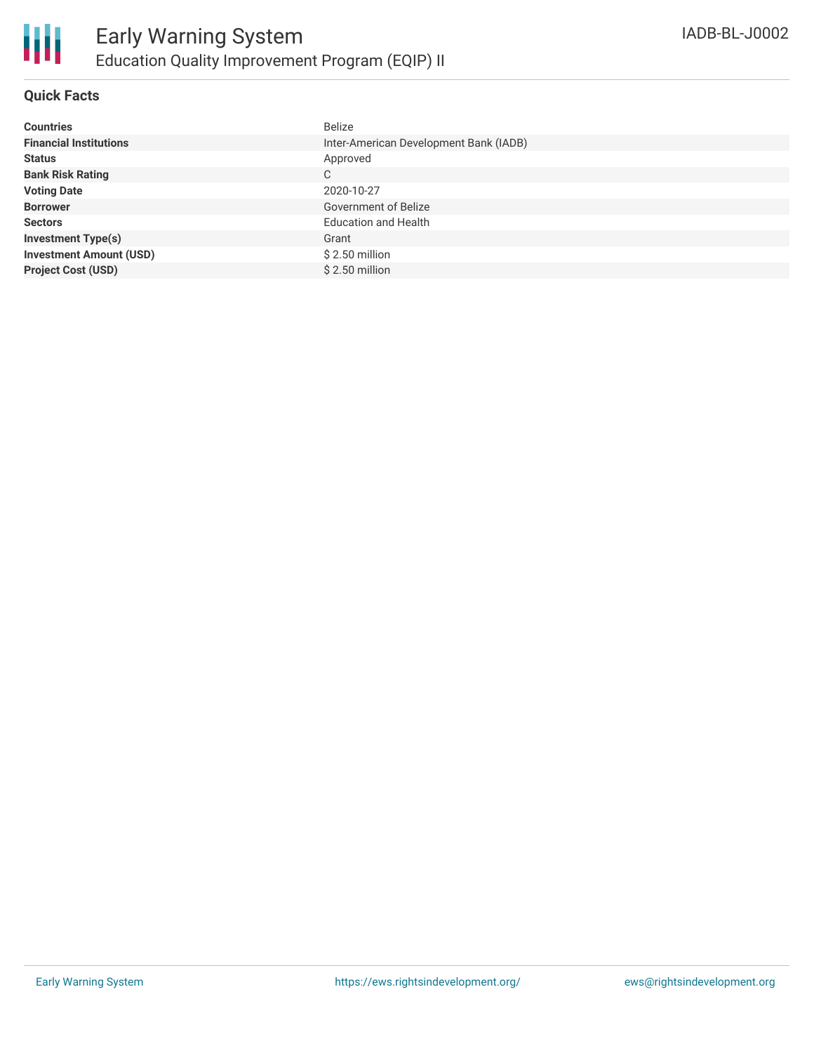# Early Warning System

## Education Quality Improvement Program (EQIP) II

IADB-BL-J0002

### Quick Facts

| | |
|---|---|
| **Countries** | Belize |
| **Financial Institutions** | Inter-American Development Bank (IADB) |
| **Status** | Approved |
| **Bank Risk Rating** | C |
| **Voting Date** | 2020-10-27 |
| **Borrower** | Government of Belize |
| **Sectors** | Education and Health |
| **Investment Type(s)** | Grant |
| **Investment Amount (USD)** | $ 2.50 million |
| **Project Cost (USD)** | $ 2.50 million |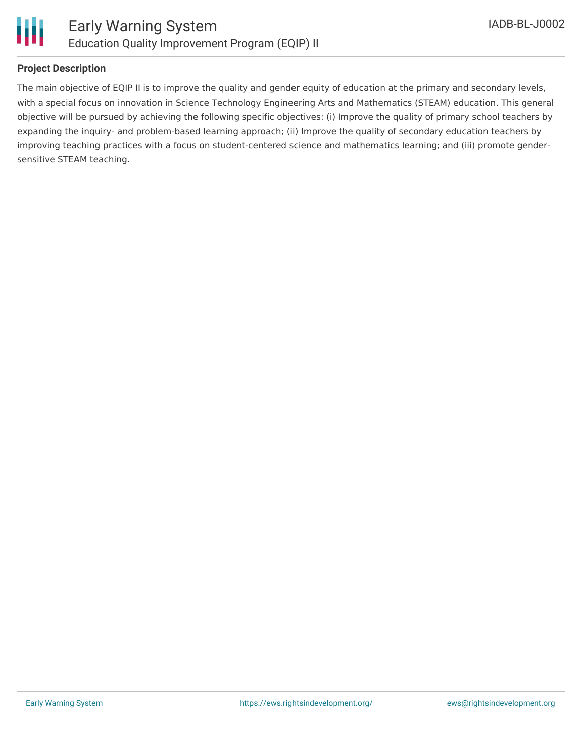### Project Description

The main objective of EQIP II is to improve the quality and gender equity of education at the primary and secondary levels, with a special focus on innovation in Science Technology Engineering Arts and Mathematics (STEAM) education. This general objective will be pursued by achieving the following specific objectives: (i) Improve the quality of primary school teachers by expanding the inquiry- and problem-based learning approach; (ii) Improve the quality of secondary education teachers by improving teaching practices with a focus on student-centered science and mathematics learning; and (iii) promote gender-sensitive STEAM teaching.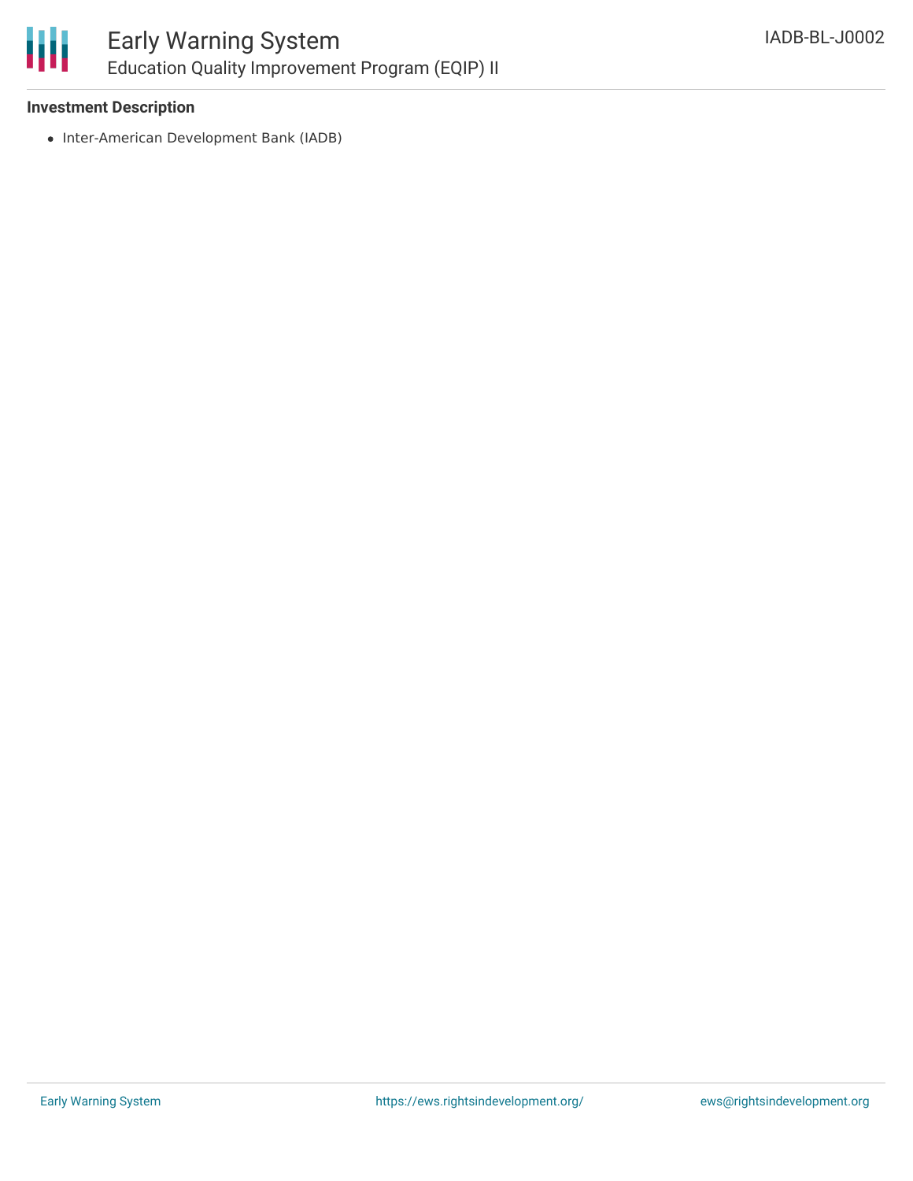### Investment Description

- Inter-American Development Bank (IADB)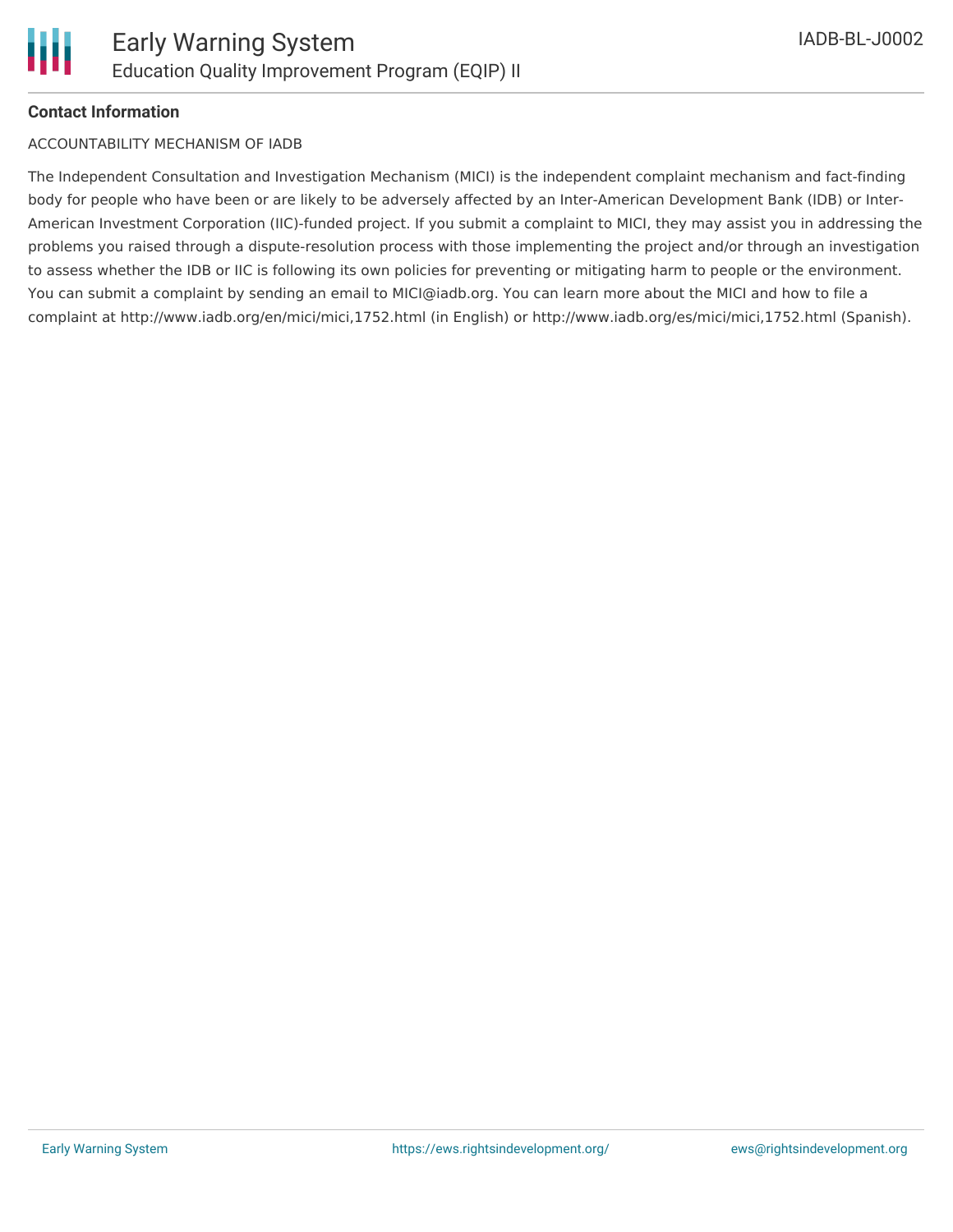**Contact Information**

ACCOUNTABILITY MECHANISM OF IADB

The Independent Consultation and Investigation Mechanism (MICI) is the independent complaint mechanism and fact-finding body for people who have been or are likely to be adversely affected by an Inter-American Development Bank (IDB) or Inter-American Investment Corporation (IIC)-funded project. If you submit a complaint to MICI, they may assist you in addressing the problems you raised through a dispute-resolution process with those implementing the project and/or through an investigation to assess whether the IDB or IIC is following its own policies for preventing or mitigating harm to people or the environment. You can submit a complaint by sending an email to MICI@iadb.org. You can learn more about the MICI and how to file a complaint at http://www.iadb.org/en/mici/mici,1752.html (in English) or http://www.iadb.org/es/mici/mici,1752.html (Spanish).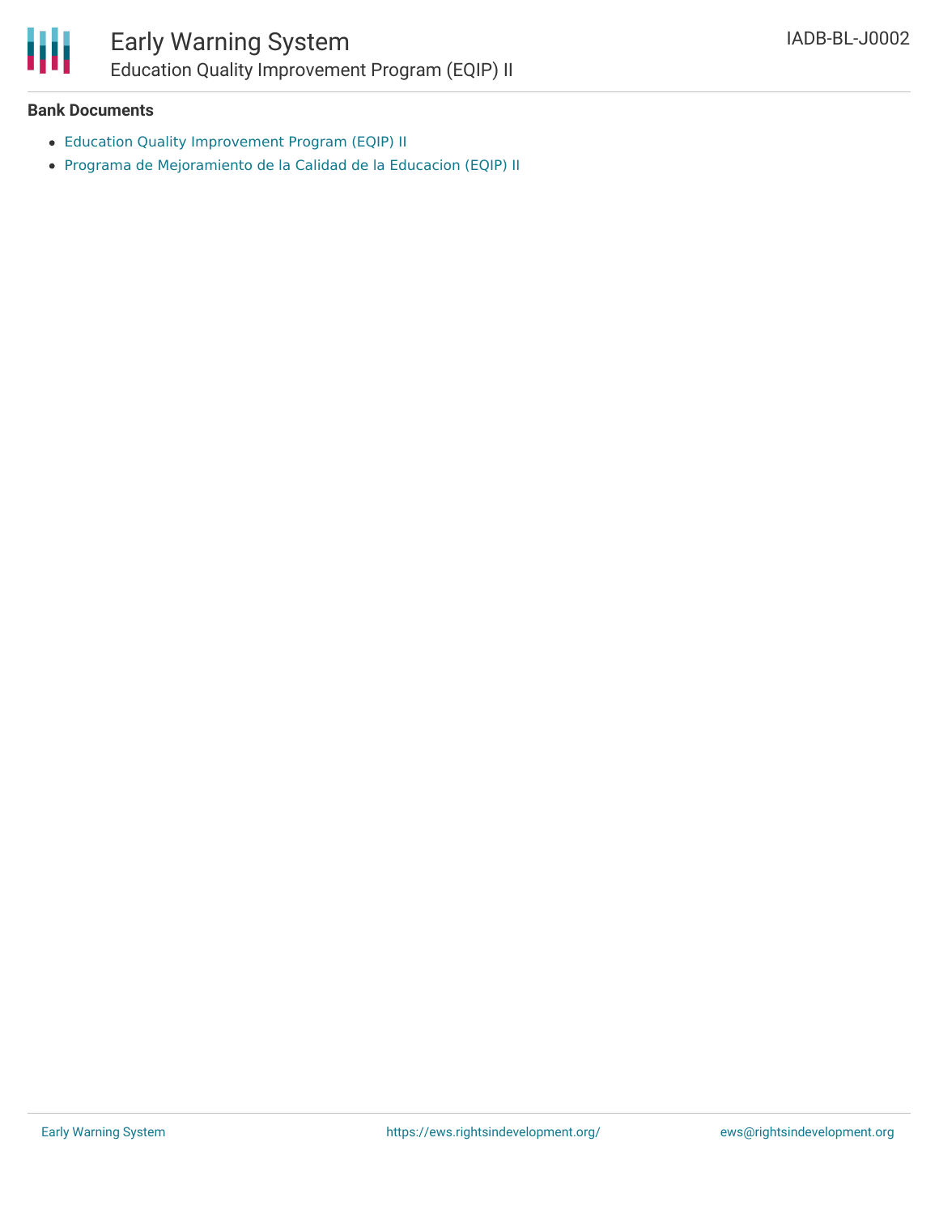**Bank Documents**

- Education Quality Improvement Program (EQIP) II
- Programa de Mejoramiento de la Calidad de la Educacion (EQIP) II